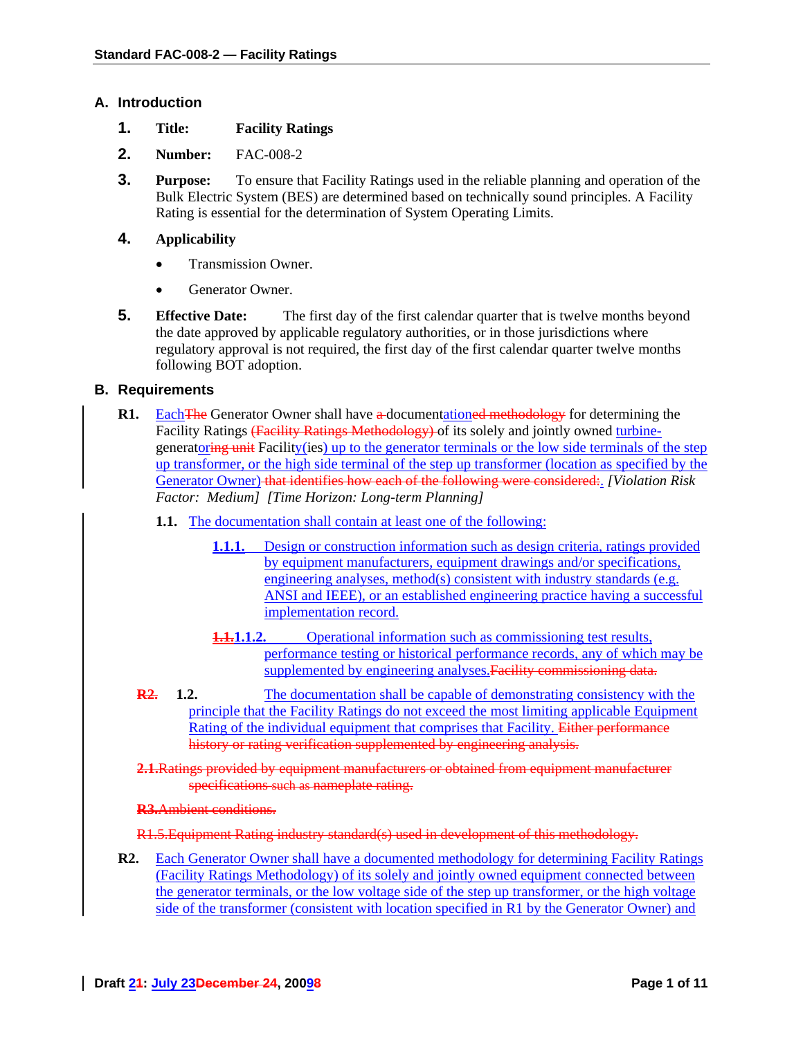## A. Introduction

1. **Title:** **Facility Ratings**

2. **Number:** FAC-008-2

3. **Purpose:** To ensure that Facility Ratings used in the reliable planning and operation of the Bulk Electric System (BES) are determined based on technically sound principles. A Facility Rating is essential for the determination of System Operating Limits.

4. **Applicability**

   - Transmission Owner.
   - Generator Owner.

5. **Effective Date:** The first day of the first calendar quarter that is twelve months beyond the date approved by applicable regulatory authorities, or in those jurisdictions where regulatory approval is not required, the first day of the first calendar quarter twelve months following BOT adoption.

## B. Requirements

**R1.** Each~~The~~ Generator Owner shall have ~~a~~ documentation~~ed methodology~~ for determining the Facility Ratings ~~(Facility Ratings Methodology)~~ of its solely and jointly owned turbine-generator~~ing unit~~ Facility(ies) up to the generator terminals or the low side terminals of the step up transformer, or the high side terminal of the step up transformer (location as specified by the Generator Owner) ~~that identifies how each of the following were considered:~~. *[Violation Risk Factor: Medium] [Time Horizon: Long-term Planning]*

**1.1.** The documentation shall contain at least one of the following:

**1.1.1.** Design or construction information such as design criteria, ratings provided by equipment manufacturers, equipment drawings and/or specifications, engineering analyses, method(s) consistent with industry standards (e.g. ANSI and IEEE), or an established engineering practice having a successful implementation record.

~~**1.1.**~~**1.1.2.** Operational information such as commissioning test results, performance testing or historical performance records, any of which may be supplemented by engineering analyses.~~Facility commissioning data.~~

~~**R2.**~~ **1.2.** The documentation shall be capable of demonstrating consistency with the principle that the Facility Ratings do not exceed the most limiting applicable Equipment Rating of the individual equipment that comprises that Facility. ~~Either performance history or rating verification supplemented by engineering analysis.~~

~~2.1.Ratings provided by equipment manufacturers or obtained from equipment manufacturer specifications such as nameplate rating.~~

~~R3.Ambient conditions.~~

~~R1.5.Equipment Rating industry standard(s) used in development of this methodology.~~

**R2.** Each Generator Owner shall have a documented methodology for determining Facility Ratings (Facility Ratings Methodology) of its solely and jointly owned equipment connected between the generator terminals, or the low voltage side of the step up transformer, or the high voltage side of the transformer (consistent with location specified in R1 by the Generator Owner) and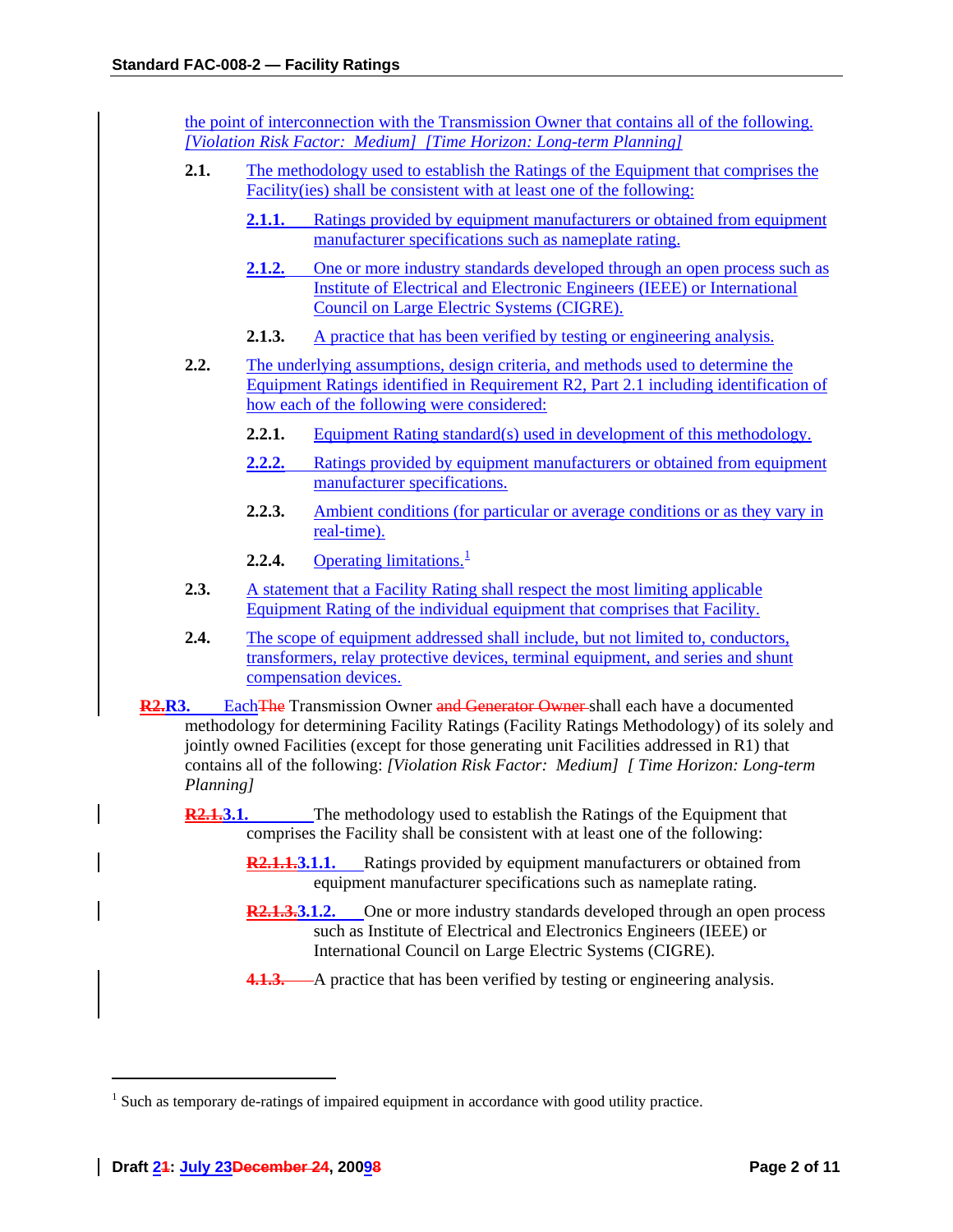the point of interconnection with the Transmission Owner that contains all of the following. *[Violation Risk Factor: Medium] [Time Horizon: Long-term Planning]*

**2.1.** The methodology used to establish the Ratings of the Equipment that comprises the Facility(ies) shall be consistent with at least one of the following:

**2.1.1.** Ratings provided by equipment manufacturers or obtained from equipment manufacturer specifications such as nameplate rating.

**2.1.2.** One or more industry standards developed through an open process such as Institute of Electrical and Electronic Engineers (IEEE) or International Council on Large Electric Systems (CIGRE).

**2.1.3.** A practice that has been verified by testing or engineering analysis.

**2.2.** The underlying assumptions, design criteria, and methods used to determine the Equipment Ratings identified in Requirement R2, Part 2.1 including identification of how each of the following were considered:

**2.2.1.** Equipment Rating standard(s) used in development of this methodology.

**2.2.2.** Ratings provided by equipment manufacturers or obtained from equipment manufacturer specifications.

**2.2.3.** Ambient conditions (for particular or average conditions or as they vary in real-time).

**2.2.4.** Operating limitations.[1]

**2.3.** A statement that a Facility Rating shall respect the most limiting applicable Equipment Rating of the individual equipment that comprises that Facility.

**2.4.** The scope of equipment addressed shall include, but not limited to, conductors, transformers, relay protective devices, terminal equipment, and series and shunt compensation devices.

**~~R2.~~R3.** Each~~The~~ Transmission Owner ~~and Generator Owner~~ shall each have a documented methodology for determining Facility Ratings (Facility Ratings Methodology) of its solely and jointly owned Facilities (except for those generating unit Facilities addressed in R1) that contains all of the following: *[Violation Risk Factor: Medium] [ Time Horizon: Long-term Planning]*

**~~R2.1.~~3.1.** The methodology used to establish the Ratings of the Equipment that comprises the Facility shall be consistent with at least one of the following:

**~~R2.1.1.~~3.1.1.** Ratings provided by equipment manufacturers or obtained from equipment manufacturer specifications such as nameplate rating.

**~~R2.1.3.~~3.1.2.** One or more industry standards developed through an open process such as Institute of Electrical and Electronics Engineers (IEEE) or International Council on Large Electric Systems (CIGRE).

**~~4.1.3.~~** A practice that has been verified by testing or engineering analysis.

---

[1] Such as temporary de-ratings of impaired equipment in accordance with good utility practice.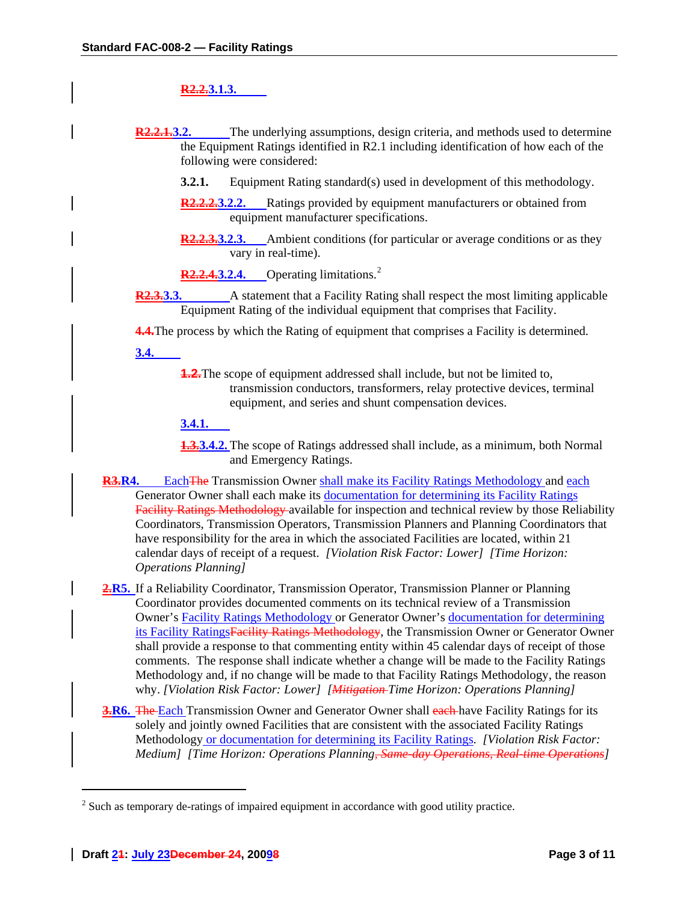R2.2.3.1.3.

R2.2.1.3.2. The underlying assumptions, design criteria, and methods used to determine the Equipment Ratings identified in R2.1 including identification of how each of the following were considered:

3.2.1. Equipment Rating standard(s) used in development of this methodology.

R2.2.2.3.2.2. Ratings provided by equipment manufacturers or obtained from equipment manufacturer specifications.

R2.2.3.3.2.3. Ambient conditions (for particular or average conditions or as they vary in real-time).

R2.2.4.3.2.4. Operating limitations.[2]

R2.3.3.3. A statement that a Facility Rating shall respect the most limiting applicable Equipment Rating of the individual equipment that comprises that Facility.

4.4.The process by which the Rating of equipment that comprises a Facility is determined.

3.4.

1.2.The scope of equipment addressed shall include, but not be limited to, transmission conductors, transformers, relay protective devices, terminal equipment, and series and shunt compensation devices.

3.4.1.

1.3.3.4.2. The scope of Ratings addressed shall include, as a minimum, both Normal and Emergency Ratings.

R3.R4. EachThe Transmission Owner shall make its Facility Ratings Methodology and each Generator Owner shall each make its documentation for determining its Facility Ratings Facility Ratings Methodology available for inspection and technical review by those Reliability Coordinators, Transmission Operators, Transmission Planners and Planning Coordinators that have responsibility for the area in which the associated Facilities are located, within 21 calendar days of receipt of a request. *[Violation Risk Factor: Lower] [Time Horizon: Operations Planning]*

2.R5. If a Reliability Coordinator, Transmission Operator, Transmission Planner or Planning Coordinator provides documented comments on its technical review of a Transmission Owner's Facility Ratings Methodology or Generator Owner's documentation for determining its Facility RatingsFacility Ratings Methodology, the Transmission Owner or Generator Owner shall provide a response to that commenting entity within 45 calendar days of receipt of those comments. The response shall indicate whether a change will be made to the Facility Ratings Methodology and, if no change will be made to that Facility Ratings Methodology, the reason why. *[Violation Risk Factor: Lower] [Mitigation Time Horizon: Operations Planning]*

3.R6. The Each Transmission Owner and Generator Owner shall each have Facility Ratings for its solely and jointly owned Facilities that are consistent with the associated Facility Ratings Methodology or documentation for determining its Facility Ratings. *[Violation Risk Factor: Medium] [Time Horizon: Operations Planning, Same-day Operations, Real-time Operations]*

[2] Such as temporary de-ratings of impaired equipment in accordance with good utility practice.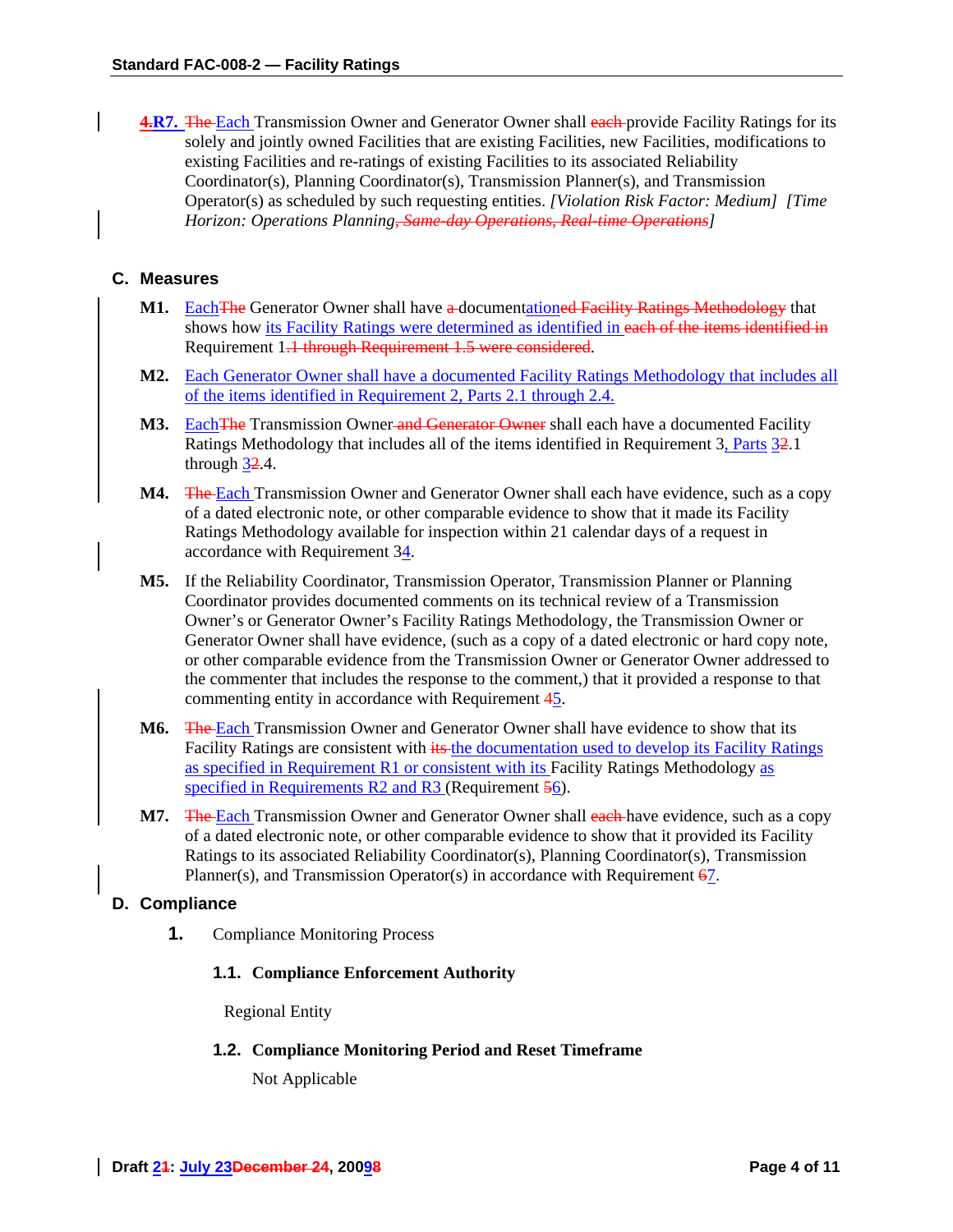~~4.~~**R7.** ~~The~~ Each Transmission Owner and Generator Owner shall ~~each~~ provide Facility Ratings for its solely and jointly owned Facilities that are existing Facilities, new Facilities, modifications to existing Facilities and re-ratings of existing Facilities to its associated Reliability Coordinator(s), Planning Coordinator(s), Transmission Planner(s), and Transmission Operator(s) as scheduled by such requesting entities. *[Violation Risk Factor: Medium] [Time Horizon: Operations Planning~~, Same-day Operations, Real-time Operations~~]*

## C. Measures

**M1.** Each~~The~~ Generator Owner shall have ~~a~~ documentation~~ed Facility Ratings Methodology~~ that shows how its Facility Ratings were determined as identified in ~~each of the items identified in~~ Requirement 1~~.1 through Requirement 1.5 were considered~~.

**M2.** Each Generator Owner shall have a documented Facility Ratings Methodology that includes all of the items identified in Requirement 2, Parts 2.1 through 2.4.

**M3.** Each~~The~~ Transmission Owner ~~and Generator Owner~~ shall each have a documented Facility Ratings Methodology that includes all of the items identified in Requirement 3, Parts 3~~2~~.1 through 3~~2~~.4.

**M4.** ~~The~~ Each Transmission Owner and Generator Owner shall each have evidence, such as a copy of a dated electronic note, or other comparable evidence to show that it made its Facility Ratings Methodology available for inspection within 21 calendar days of a request in accordance with Requirement ~~3~~4.

**M5.** If the Reliability Coordinator, Transmission Operator, Transmission Planner or Planning Coordinator provides documented comments on its technical review of a Transmission Owner's or Generator Owner's Facility Ratings Methodology, the Transmission Owner or Generator Owner shall have evidence, (such as a copy of a dated electronic or hard copy note, or other comparable evidence from the Transmission Owner or Generator Owner addressed to the commenter that includes the response to the comment,) that it provided a response to that commenting entity in accordance with Requirement ~~4~~5.

**M6.** ~~The~~ Each Transmission Owner and Generator Owner shall have evidence to show that its Facility Ratings are consistent with ~~its~~ the documentation used to develop its Facility Ratings as specified in Requirement R1 or consistent with its Facility Ratings Methodology as specified in Requirements R2 and R3 (Requirement ~~5~~6).

**M7.** ~~The~~ Each Transmission Owner and Generator Owner shall ~~each~~ have evidence, such as a copy of a dated electronic note, or other comparable evidence to show that it provided its Facility Ratings to its associated Reliability Coordinator(s), Planning Coordinator(s), Transmission Planner(s), and Transmission Operator(s) in accordance with Requirement ~~6~~7.

## D. Compliance

**1.** Compliance Monitoring Process

**1.1. Compliance Enforcement Authority**

Regional Entity

**1.2. Compliance Monitoring Period and Reset Timeframe**

Not Applicable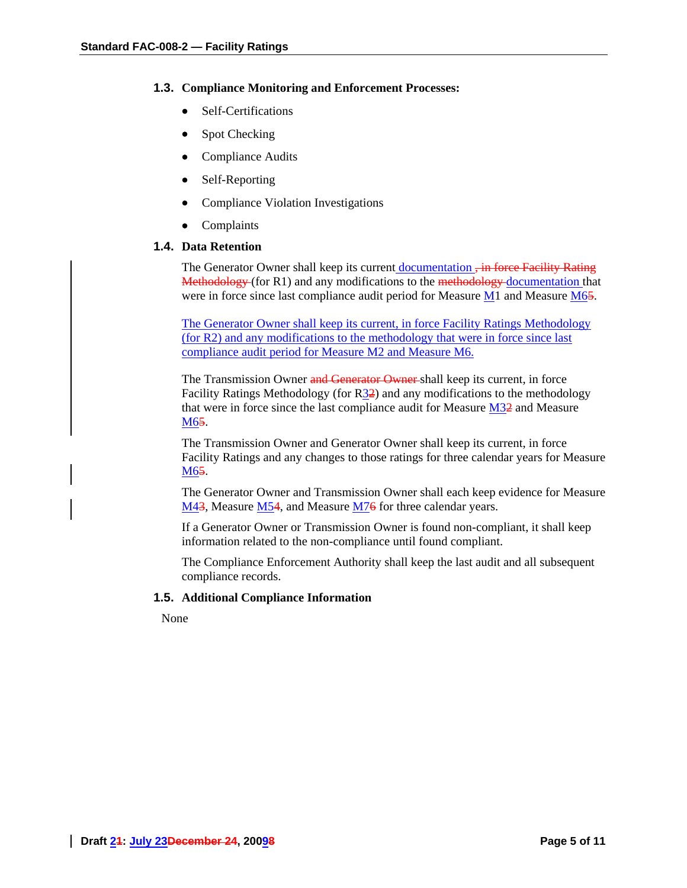### 1.3. Compliance Monitoring and Enforcement Processes:

- Self-Certifications
- Spot Checking
- Compliance Audits
- Self-Reporting
- Compliance Violation Investigations
- Complaints

### 1.4. Data Retention

The Generator Owner shall keep its current documentation ~~, in force Facility Rating Methodology~~ (for R1) and any modifications to the ~~methodology~~ documentation that were in force since last compliance audit period for Measure M1 and Measure M6~~5~~.

The Generator Owner shall keep its current, in force Facility Ratings Methodology (for R2) and any modifications to the methodology that were in force since last compliance audit period for Measure M2 and Measure M6.

The Transmission Owner ~~and Generator Owner~~ shall keep its current, in force Facility Ratings Methodology (for R3~~2~~) and any modifications to the methodology that were in force since the last compliance audit for Measure M3~~2~~ and Measure M6~~5~~.

The Transmission Owner and Generator Owner shall keep its current, in force Facility Ratings and any changes to those ratings for three calendar years for Measure M6~~5~~.

The Generator Owner and Transmission Owner shall each keep evidence for Measure M4~~3~~, Measure M5~~4~~, and Measure M7~~6~~ for three calendar years.

If a Generator Owner or Transmission Owner is found non-compliant, it shall keep information related to the non-compliance until found compliant.

The Compliance Enforcement Authority shall keep the last audit and all subsequent compliance records.

### 1.5. Additional Compliance Information

None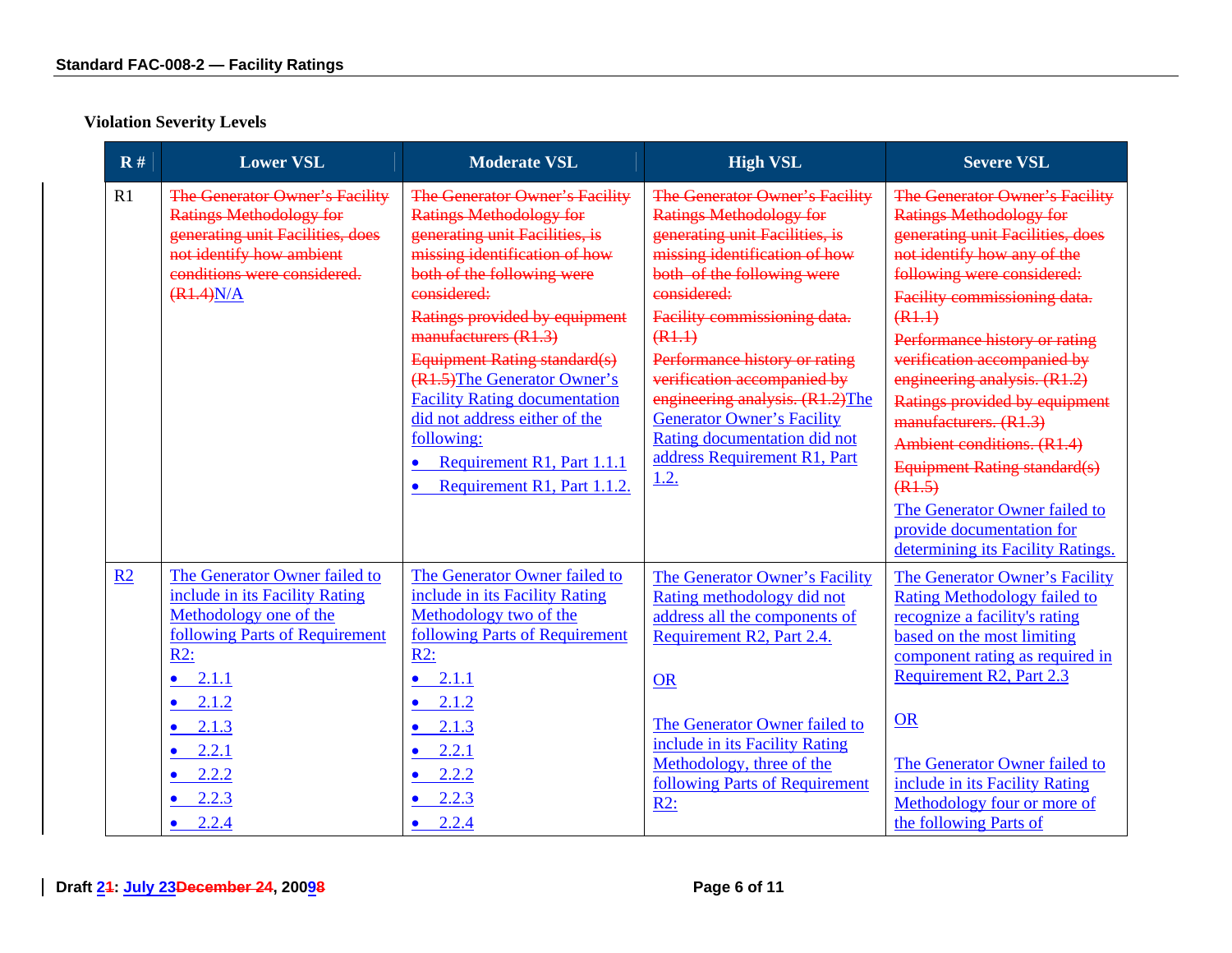**Violation Severity Levels**

| R # | Lower VSL | Moderate VSL | High VSL | Severe VSL |
|---|---|---|---|---|
| R1 | ~~The Generator Owner's Facility Ratings Methodology for generating unit Facilities, does not identify how ambient conditions were considered. (R1.4)~~N/A | ~~The Generator Owner's Facility Ratings Methodology for generating unit Facilities, is missing identification of how both of the following were considered:~~ ~~Ratings provided by equipment manufacturers (R1.3)~~ ~~Equipment Rating standard(s) (R1.5)~~The Generator Owner's Facility Rating documentation did not address either of the following: • Requirement R1, Part 1.1.1 • Requirement R1, Part 1.1.2. | ~~The Generator Owner's Facility Ratings Methodology for generating unit Facilities, is missing identification of how both of the following were considered:~~ ~~Facility commissioning data. (R1.1)~~ ~~Performance history or rating verification accompanied by engineering analysis. (R1.2)~~The Generator Owner's Facility Rating documentation did not address Requirement R1, Part 1.2. | ~~The Generator Owner's Facility Ratings Methodology for generating unit Facilities, does not identify how any of the following were considered:~~ ~~Facility commissioning data. (R1.1)~~ ~~Performance history or rating verification accompanied by engineering analysis. (R1.2)~~ ~~Ratings provided by equipment manufacturers. (R1.3)~~ ~~Ambient conditions. (R1.4)~~ ~~Equipment Rating standard(s) (R1.5)~~ The Generator Owner failed to provide documentation for determining its Facility Ratings. |
| R2 | The Generator Owner failed to include in its Facility Rating Methodology one of the following Parts of Requirement R2: • 2.1.1 • 2.1.2 • 2.1.3 • 2.2.1 • 2.2.2 • 2.2.3 • 2.2.4 | The Generator Owner failed to include in its Facility Rating Methodology two of the following Parts of Requirement R2: • 2.1.1 • 2.1.2 • 2.1.3 • 2.2.1 • 2.2.2 • 2.2.3 • 2.2.4 | The Generator Owner's Facility Rating methodology did not address all the components of Requirement R2, Part 2.4. OR The Generator Owner failed to include in its Facility Rating Methodology, three of the following Parts of Requirement R2: | The Generator Owner's Facility Rating Methodology failed to recognize a facility's rating based on the most limiting component rating as required in Requirement R2, Part 2.3 OR The Generator Owner failed to include in its Facility Rating Methodology four or more of the following Parts of |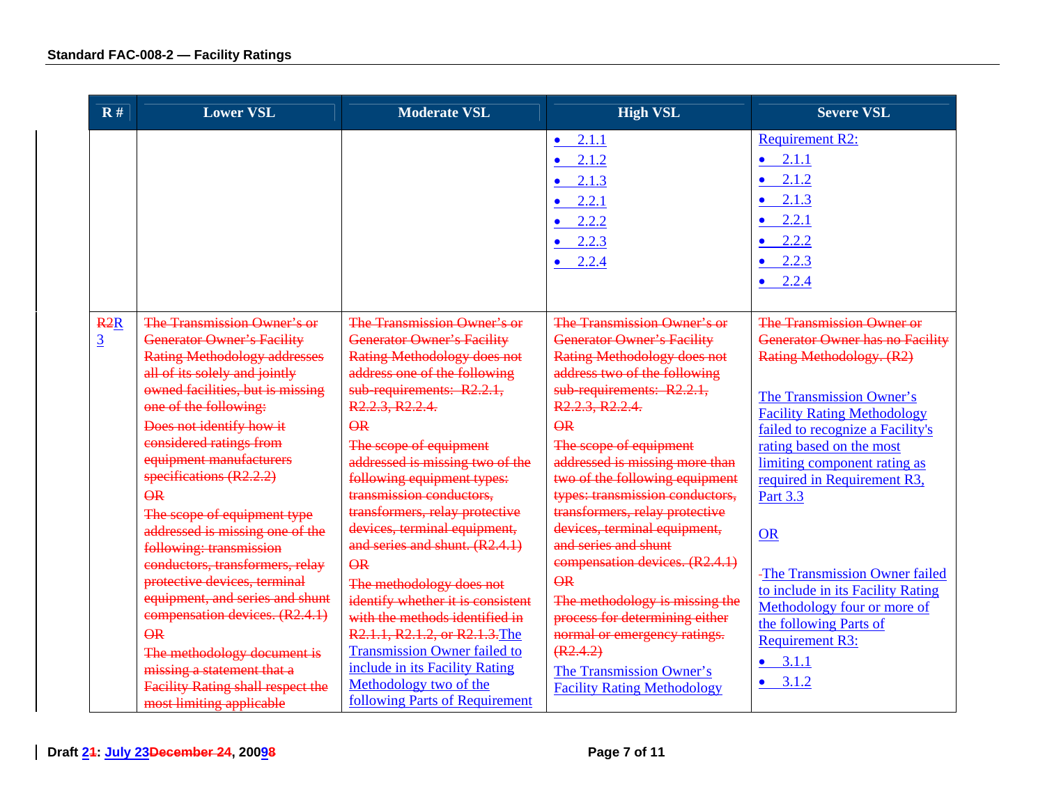| R # | Lower VSL | Moderate VSL | High VSL | Severe VSL |
|---|---|---|---|---|
| | | | • 2.1.1<br>• 2.1.2<br>• 2.1.3<br>• 2.2.1<br>• 2.2.2<br>• 2.2.3<br>• 2.2.4 | Requirement R2:<br>• 2.1.1<br>• 2.1.2<br>• 2.1.3<br>• 2.2.1<br>• 2.2.2<br>• 2.2.3<br>• 2.2.4 |
| R2R3 | The Transmission Owner's or Generator Owner's Facility Rating Methodology addresses all of its solely and jointly owned facilities, but is missing one of the following:<br>Does not identify how it considered ratings from equipment manufacturers specifications (R2.2.2)<br>OR<br>The scope of equipment type addressed is missing one of the following: transmission conductors, transformers, relay protective devices, terminal equipment, and series and shunt compensation devices. (R2.4.1)<br>OR<br>The methodology document is missing a statement that a Facility Rating shall respect the most limiting applicable | The Transmission Owner's or Generator Owner's Facility Rating Methodology does not address one of the following sub-requirements: R2.2.1, R2.2.3, R2.2.4.<br>OR<br>The scope of equipment addressed is missing two of the following equipment types: transmission conductors, transformers, relay protective devices, terminal equipment, and series and shunt. (R2.4.1)<br>OR<br>The methodology does not identify whether it is consistent with the methods identified in R2.1.1, R2.1.2, or R2.1.3.The Transmission Owner failed to include in its Facility Rating Methodology two of the following Parts of Requirement | The Transmission Owner's or Generator Owner's Facility Rating Methodology does not address two of the following sub-requirements: R2.2.1, R2.2.3, R2.2.4.<br>OR<br>The scope of equipment addressed is missing more than two of the following equipment types: transmission conductors, transformers, relay protective devices, terminal equipment, and series and shunt compensation devices. (R2.4.1)<br>OR<br>The methodology is missing the process for determining either normal or emergency ratings. (R2.4.2)<br>The Transmission Owner's Facility Rating Methodology | The Transmission Owner or Generator Owner has no Facility Rating Methodology. (R2)<br><br>The Transmission Owner's Facility Rating Methodology failed to recognize a Facility's rating based on the most limiting component rating as required in Requirement R3, Part 3.3<br><br>OR<br><br>The Transmission Owner failed to include in its Facility Rating Methodology four or more of the following Parts of Requirement R3:<br>• 3.1.1<br>• 3.1.2 |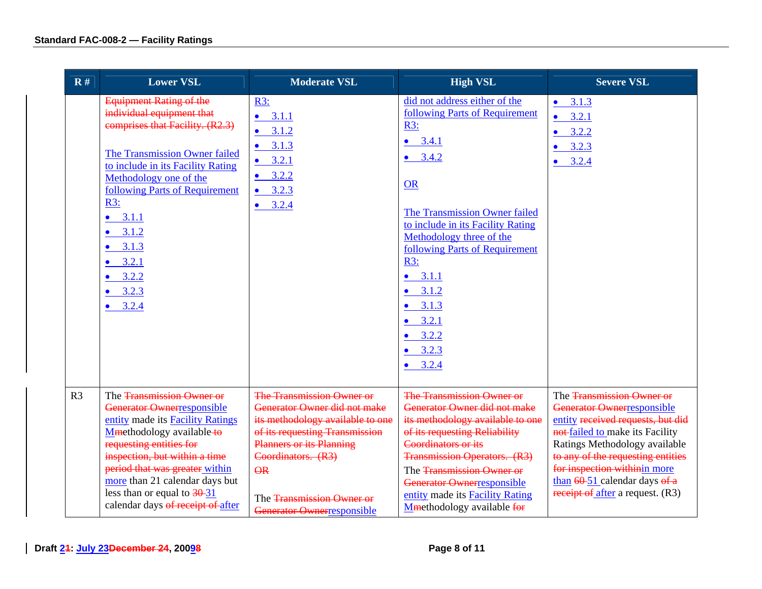| R # | Lower VSL | Moderate VSL | High VSL | Severe VSL |
|---|---|---|---|---|
| | Equipment Rating of the individual equipment that comprises that Facility. (R2.3)<br><br>The Transmission Owner failed to include in its Facility Rating Methodology one of the following Parts of Requirement R3:<br>• 3.1.1<br>• 3.1.2<br>• 3.1.3<br>• 3.2.1<br>• 3.2.2<br>• 3.2.3<br>• 3.2.4 | R3:<br>• 3.1.1<br>• 3.1.2<br>• 3.1.3<br>• 3.2.1<br>• 3.2.2<br>• 3.2.3<br>• 3.2.4 | did not address either of the following Parts of Requirement R3:<br>• 3.4.1<br>• 3.4.2<br><br>OR<br><br>The Transmission Owner failed to include in its Facility Rating Methodology three of the following Parts of Requirement R3:<br>• 3.1.1<br>• 3.1.2<br>• 3.1.3<br>• 3.2.1<br>• 3.2.2<br>• 3.2.3<br>• 3.2.4 | • 3.1.3<br>• 3.2.1<br>• 3.2.2<br>• 3.2.3<br>• 3.2.4 |
| R3 | The Transmission Owner or Generator Ownerresponsible entity made its Facility Ratings Mmethodology available to requesting entities for inspection, but within a time period that was greater within more than 21 calendar days but less than or equal to 30 31 calendar days of receipt of after | The Transmission Owner or Generator Owner did not make its methodology available to one of its requesting Transmission Planners or its Planning Coordinators. (R3)<br>OR<br><br>The Transmission Owner or Generator Ownerresponsible | The Transmission Owner or Generator Owner did not make its methodology available to one of its requesting Reliability Coordinators or its Transmission Operators. (R3)<br>The Transmission Owner or Generator Ownerresponsible entity made its Facility Rating Mmethodology available for | The Transmission Owner or Generator Ownerresponsible entity received requests, but did not failed to make its Facility Ratings Methodology available to any of the requesting entities for inspection withinin more than 60 51 calendar days of a receipt of after a request. (R3) |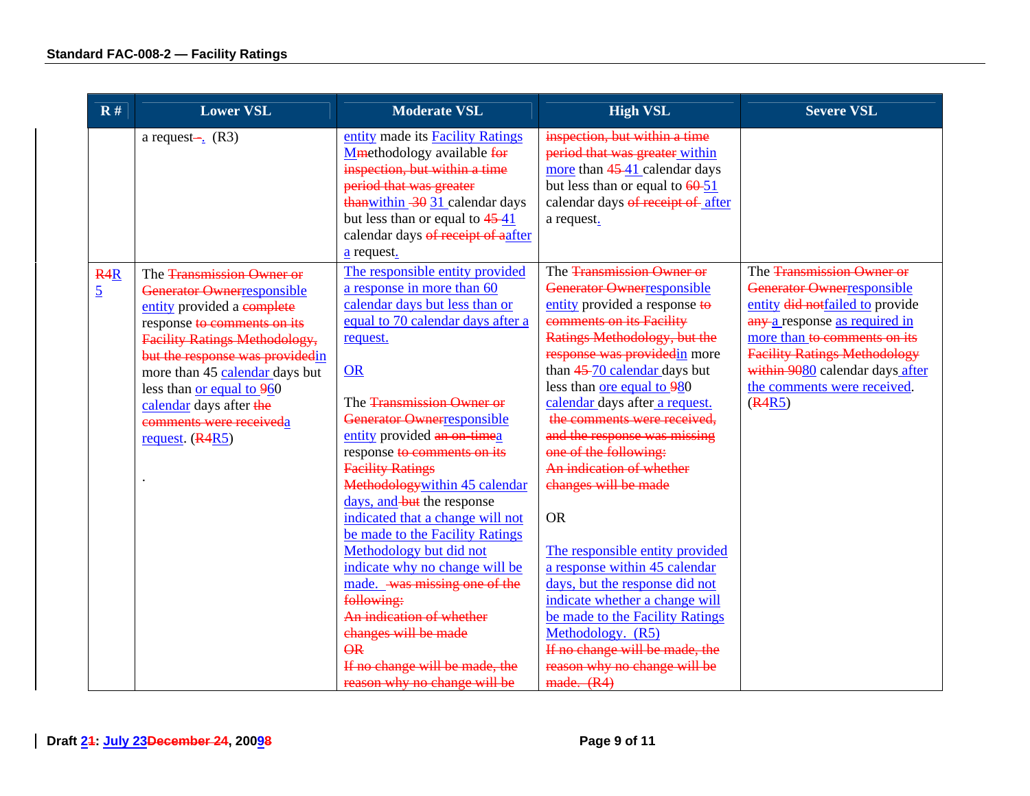| R # | Lower VSL | Moderate VSL | High VSL | Severe VSL |
|---|---|---|---|---|
| | a request~~–~~. (R3) | entity made its Facility Ratings M~~m~~ethodology available ~~for inspection, but within a time period that was greater than~~within ~~30~~ 31 calendar days but less than or equal to ~~45~~ 41 calendar days ~~of receipt of a~~after a request. | ~~inspection, but within a time period that was greater~~ within more than ~~45~~ 41 calendar days but less than or equal to ~~60~~ 51 calendar days ~~of receipt of~~ after a request. | |
| ~~R4~~R5 | The ~~Transmission Owner or Generator Owner~~responsible entity provided a ~~complete~~ response ~~to comments on its Facility Ratings Methodology, but the response was provided~~in more than 45 calendar days but less than or equal to ~~9~~60 calendar days after ~~the comments were received~~a request. (~~R4~~R5)<br><br>. | The responsible entity provided a response in more than 60 calendar days but less than or equal to 70 calendar days after a request.<br><br>OR<br><br>The ~~Transmission Owner or Generator Owner~~responsible entity provided ~~an on-time~~a response ~~to comments on its Facility Ratings Methodology~~within 45 calendar days, and ~~but~~ the response indicated that a change will not be made to the Facility Ratings Methodology but did not indicate why no change will be made. ~~was missing one of the following:~~<br>~~An indication of whether changes will be made~~<br>~~OR~~<br>~~If no change will be made, the reason why no change will be~~ | The ~~Transmission Owner or Generator Owner~~responsible entity provided a response ~~to comments on its Facility Ratings Methodology, but the response was provided~~in more than ~~45~~ 70 calendar days but less than or equal to ~~9~~80 calendar days after a request. ~~the comments were received, and the response was missing one of the following:~~<br>~~An indication of whether changes will be made~~<br><br>OR<br><br>The responsible entity provided a response within 45 calendar days, but the response did not indicate whether a change will be made to the Facility Ratings Methodology. (R5)<br>~~If no change will be made, the reason why no change will be made. (R4)~~ | The ~~Transmission Owner or Generator Owner~~responsible entity ~~did not~~failed to provide ~~any~~ a response as required in more than ~~to comments on its Facility Ratings Methodology within 90~~80 calendar days after the comments were received. (~~R4~~R5) |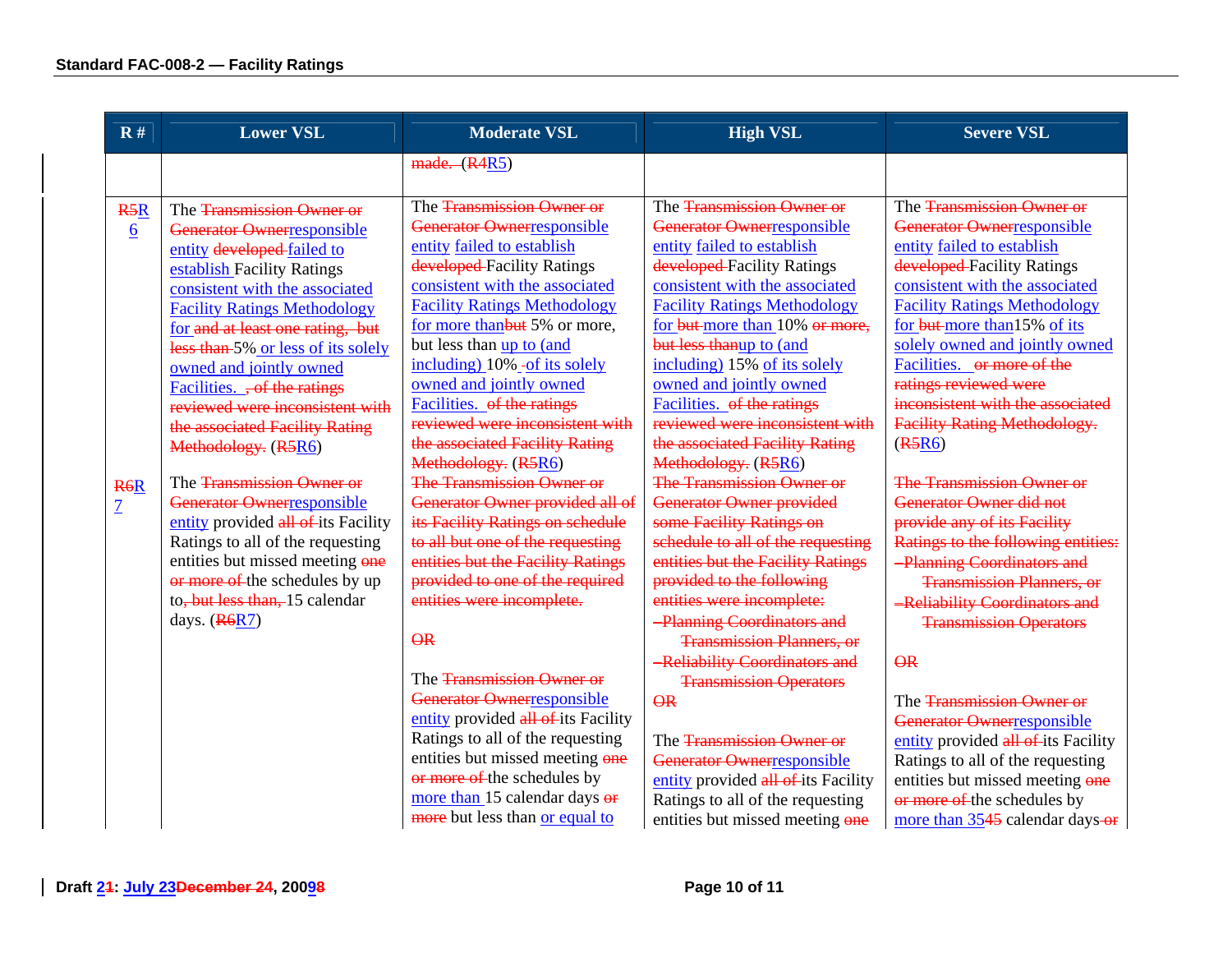| R # | Lower VSL | Moderate VSL | High VSL | Severe VSL |
|---|---|---|---|---|
| | | ~~made.~~ (~~R4~~R5) | | |
| ~~R5~~R6 | The ~~Transmission Owner or Generator Owner~~responsible entity ~~developed~~ failed to establish Facility Ratings consistent with the associated Facility Ratings Methodology for ~~and at least one rating, but less than~~ 5% or less of its solely owned and jointly owned Facilities. ~~, of the ratings reviewed were inconsistent with the associated Facility Rating Methodology.~~ (~~R5~~R6) | The ~~Transmission Owner or Generator Owner~~responsible entity failed to establish ~~developed~~ Facility Ratings consistent with the associated Facility Ratings Methodology for more than~~but~~ 5% or more, but less than up to (and including) 10% of its solely owned and jointly owned Facilities. ~~of the ratings reviewed were inconsistent with the associated Facility Rating Methodology.~~ (~~R5~~R6) | The ~~Transmission Owner or Generator Owner~~responsible entity failed to establish ~~developed~~ Facility Ratings consistent with the associated Facility Ratings Methodology for ~~but~~ more than 10% ~~or more, but less than~~up to (and including) 15% of its solely owned and jointly owned Facilities. ~~of the ratings reviewed were inconsistent with the associated Facility Rating Methodology.~~ (~~R5~~R6) | The ~~Transmission Owner or Generator Owner~~responsible entity failed to establish ~~developed~~ Facility Ratings consistent with the associated Facility Ratings Methodology for ~~but~~ more than15% of its solely owned and jointly owned Facilities. ~~or more of the ratings reviewed were inconsistent with the associated Facility Rating Methodology.~~ (~~R5~~R6) |
| ~~R6~~R7 | The ~~Transmission Owner or Generator Owner~~responsible entity provided ~~all of~~ its Facility Ratings to all of the requesting entities but missed meeting ~~one or more of~~ the schedules by up to~~, but less than,~~ 15 calendar days. (~~R6~~R7) | ~~The Transmission Owner or Generator Owner provided all of its Facility Ratings on schedule to all but one of the requesting entities but the Facility Ratings provided to one of the required entities were incomplete.~~<br><br>~~OR~~<br><br>The ~~Transmission Owner or Generator Owner~~responsible entity provided ~~all of~~ its Facility Ratings to all of the requesting entities but missed meeting ~~one or more of~~ the schedules by more than 15 calendar days ~~or more~~ but less than or equal to | ~~The Transmission Owner or Generator Owner provided some Facility Ratings on schedule to all of the requesting entities but the Facility Ratings provided to the following entities were incomplete:~~<br>~~- Planning Coordinators and Transmission Planners, or~~<br>~~- Reliability Coordinators and Transmission Operators~~<br><br>~~OR~~<br><br>The ~~Transmission Owner or Generator Owner~~responsible entity provided ~~all of~~ its Facility Ratings to all of the requesting entities but missed meeting ~~one~~ | ~~The Transmission Owner or Generator Owner did not provide any of its Facility Ratings to the following entities:~~<br>~~- Planning Coordinators and Transmission Planners, or~~<br>~~- Reliability Coordinators and Transmission Operators~~<br><br>~~OR~~<br><br>The ~~Transmission Owner or Generator Owner~~responsible entity provided ~~all of~~ its Facility Ratings to all of the requesting entities but missed meeting ~~one or more of~~ the schedules by more than 35~~45~~ calendar days ~~or~~ |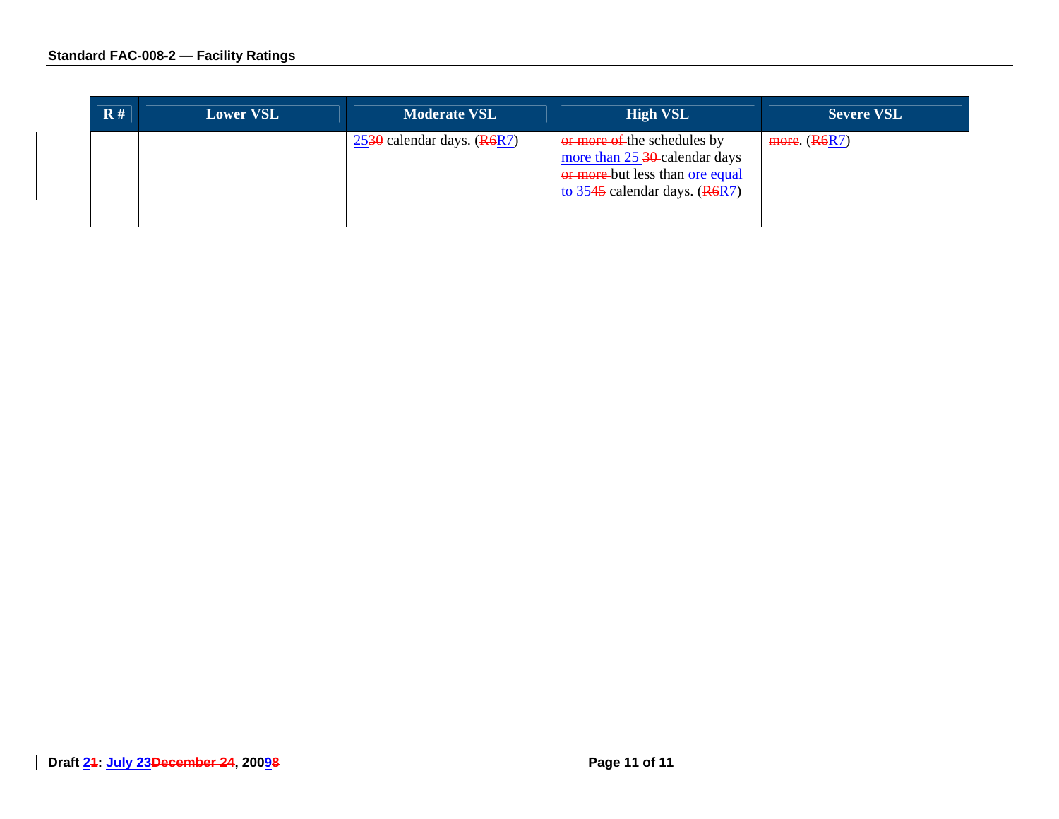| R # | Lower VSL | Moderate VSL | High VSL | Severe VSL |
|---|---|---|---|---|
| | | 2530 calendar days. (R6R7) | or more of the schedules by more than 25 30 calendar days or more but less than ore equal to 3545 calendar days. (R6R7) | more. (R6R7) |